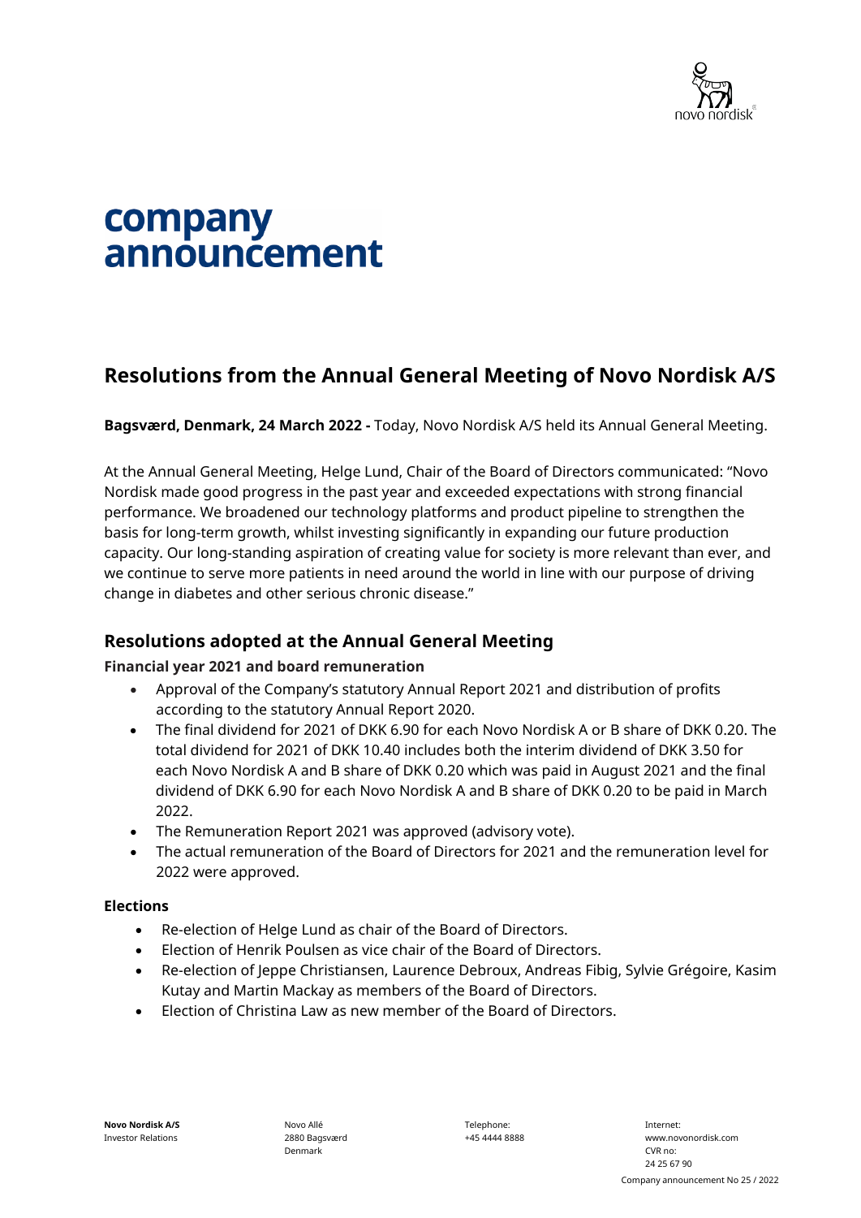# company announcement

## Resolutions from the Annual General Meeting of Novo Nordisk A/S

**Bagsværd, Denmark, 24 March 2022 -** Today, Novo Nordisk A/S held its Annual General Meeting.

At the Annual General Meeting, Helge Lund, Chair of the Board of Directors communicated: "Novo Nordisk made good progress in the past year and exceeded expectations with strong financial performance. We broadened our technology platforms and product pipeline to strengthen the basis for long-term growth, whilst investing significantly in expanding our future production capacity. Our long-standing aspiration of creating value for society is more relevant than ever, and we continue to serve more patients in need around the world in line with our purpose of driving change in diabetes and other serious chronic disease."

### Resolutions adopted at the Annual General Meeting

**Financial year 2021 and board remuneration**

- Approval of the Company's statutory Annual Report 2021 and distribution of profits according to the statutory Annual Report 2020.
- The final dividend for 2021 of DKK 6.90 for each Novo Nordisk A or B share of DKK 0.20. The total dividend for 2021 of DKK 10.40 includes both the interim dividend of DKK 3.50 for each Novo Nordisk A and B share of DKK 0.20 which was paid in August 2021 and the final dividend of DKK 6.90 for each Novo Nordisk A and B share of DKK 0.20 to be paid in March 2022.
- The Remuneration Report 2021 was approved (advisory vote).
- The actual remuneration of the Board of Directors for 2021 and the remuneration level for 2022 were approved.

**Elections**

- Re-election of Helge Lund as chair of the Board of Directors.
- Election of Henrik Poulsen as vice chair of the Board of Directors.
- Re-election of Jeppe Christiansen, Laurence Debroux, Andreas Fibig, Sylvie Grégoire, Kasim Kutay and Martin Mackay as members of the Board of Directors.
- Election of Christina Law as new member of the Board of Directors.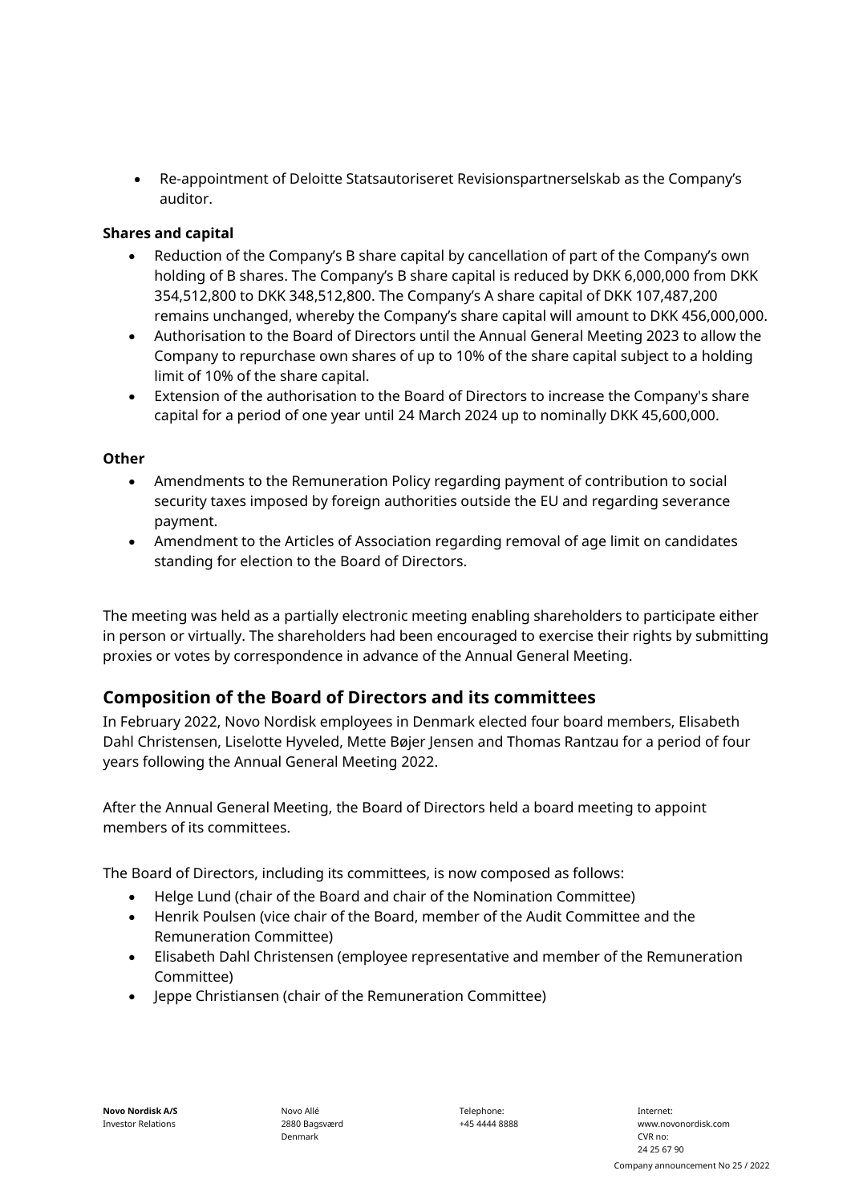- Re-appointment of Deloitte Statsautoriseret Revisionspartnerselskab as the Company's auditor.

**Shares and capital**

- Reduction of the Company's B share capital by cancellation of part of the Company's own holding of B shares. The Company's B share capital is reduced by DKK 6,000,000 from DKK 354,512,800 to DKK 348,512,800. The Company's A share capital of DKK 107,487,200 remains unchanged, whereby the Company's share capital will amount to DKK 456,000,000.
- Authorisation to the Board of Directors until the Annual General Meeting 2023 to allow the Company to repurchase own shares of up to 10% of the share capital subject to a holding limit of 10% of the share capital.
- Extension of the authorisation to the Board of Directors to increase the Company's share capital for a period of one year until 24 March 2024 up to nominally DKK 45,600,000.

**Other**

- Amendments to the Remuneration Policy regarding payment of contribution to social security taxes imposed by foreign authorities outside the EU and regarding severance payment.
- Amendment to the Articles of Association regarding removal of age limit on candidates standing for election to the Board of Directors.

The meeting was held as a partially electronic meeting enabling shareholders to participate either in person or virtually. The shareholders had been encouraged to exercise their rights by submitting proxies or votes by correspondence in advance of the Annual General Meeting.

## Composition of the Board of Directors and its committees

In February 2022, Novo Nordisk employees in Denmark elected four board members, Elisabeth Dahl Christensen, Liselotte Hyveled, Mette Bøjer Jensen and Thomas Rantzau for a period of four years following the Annual General Meeting 2022.

After the Annual General Meeting, the Board of Directors held a board meeting to appoint members of its committees.

The Board of Directors, including its committees, is now composed as follows:

- Helge Lund (chair of the Board and chair of the Nomination Committee)
- Henrik Poulsen (vice chair of the Board, member of the Audit Committee and the Remuneration Committee)
- Elisabeth Dahl Christensen (employee representative and member of the Remuneration Committee)
- Jeppe Christiansen (chair of the Remuneration Committee)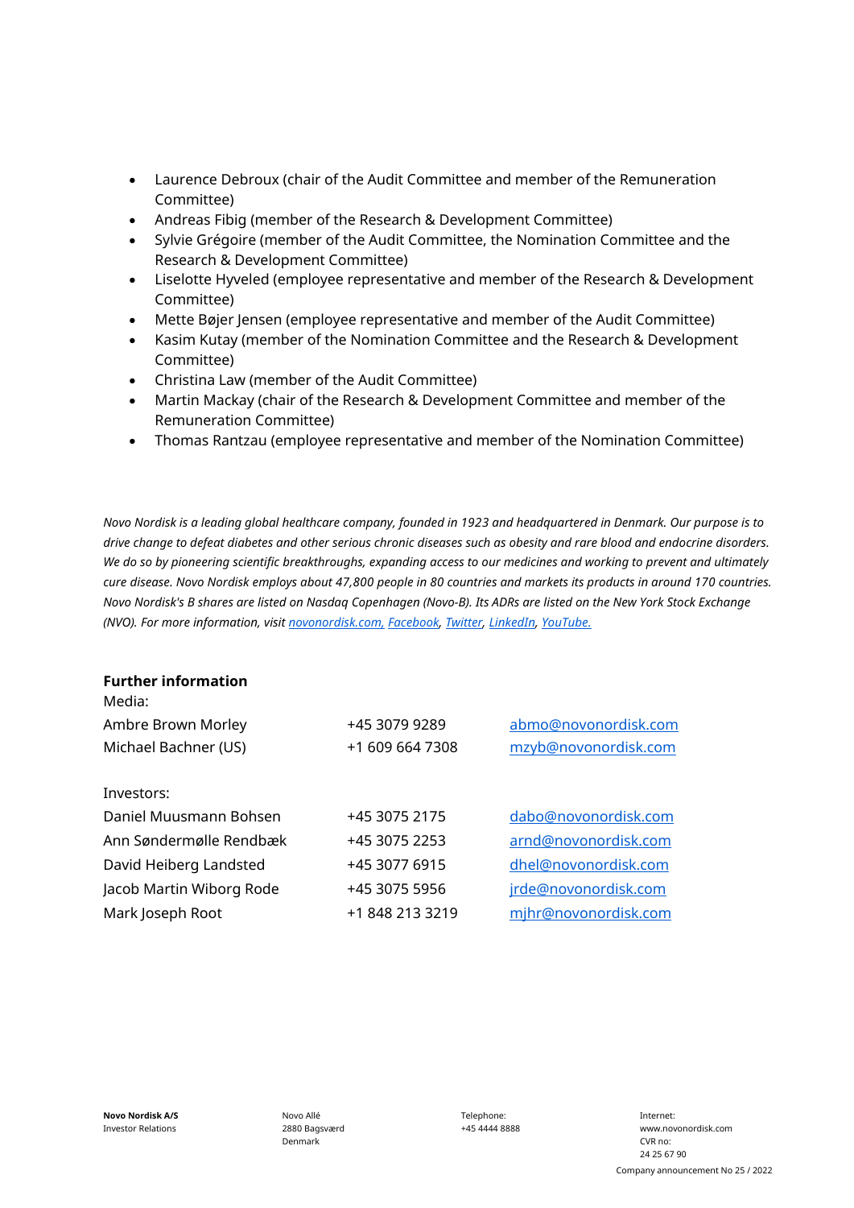- Laurence Debroux (chair of the Audit Committee and member of the Remuneration Committee)
- Andreas Fibig (member of the Research & Development Committee)
- Sylvie Grégoire (member of the Audit Committee, the Nomination Committee and the Research & Development Committee)
- Liselotte Hyveled (employee representative and member of the Research & Development Committee)
- Mette Bøjer Jensen (employee representative and member of the Audit Committee)
- Kasim Kutay (member of the Nomination Committee and the Research & Development Committee)
- Christina Law (member of the Audit Committee)
- Martin Mackay (chair of the Research & Development Committee and member of the Remuneration Committee)
- Thomas Rantzau (employee representative and member of the Nomination Committee)

*Novo Nordisk is a leading global healthcare company, founded in 1923 and headquartered in Denmark. Our purpose is to drive change to defeat diabetes and other serious chronic diseases such as obesity and rare blood and endocrine disorders. We do so by pioneering scientific breakthroughs, expanding access to our medicines and working to prevent and ultimately cure disease. Novo Nordisk employs about 47,800 people in 80 countries and markets its products in around 170 countries. Novo Nordisk's B shares are listed on Nasdaq Copenhagen (Novo-B). Its ADRs are listed on the New York Stock Exchange (NVO). For more information, visit novonordisk.com, Facebook, Twitter, LinkedIn, YouTube.*

**Further information**

Media:

| | | |
|---|---|---|
| Ambre Brown Morley | +45 3079 9289 | abmo@novonordisk.com |
| Michael Bachner (US) | +1 609 664 7308 | mzyb@novonordisk.com |

Investors:

| | | |
|---|---|---|
| Daniel Muusmann Bohsen | +45 3075 2175 | dabo@novonordisk.com |
| Ann Søndermølle Rendbæk | +45 3075 2253 | arnd@novonordisk.com |
| David Heiberg Landsted | +45 3077 6915 | dhel@novonordisk.com |
| Jacob Martin Wiborg Rode | +45 3075 5956 | jrde@novonordisk.com |
| Mark Joseph Root | +1 848 213 3219 | mjhr@novonordisk.com |

**Novo Nordisk A/S**
Investor Relations

Novo Allé
2880 Bagsværd
Denmark

Telephone:
+45 4444 8888

Internet:
www.novonordisk.com
CVR no:
24 25 67 90

Company announcement No 25 / 2022